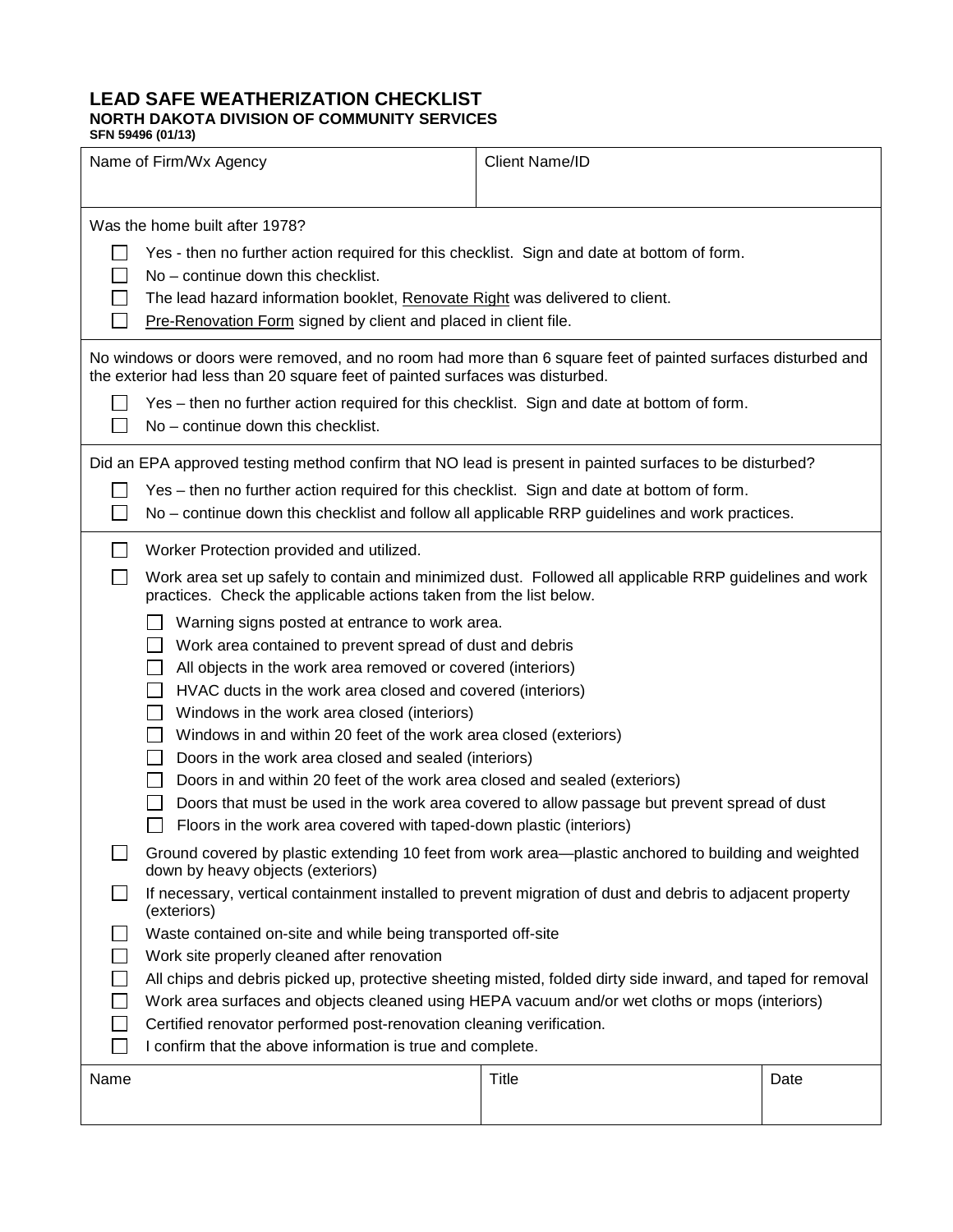# LEAD SAFE WEATHERIZATION CHECKLIST

## NORTH DAKOTA DIVISION OF COMMUNITY SERVICES

**SFN 59496 (01/13)**

| Name of Firm/Wx Agency | Client Name/ID |
|---|---|
| | |

Was the home built after 1978?

- ☐ Yes - then no further action required for this checklist. Sign and date at bottom of form.
- ☐ No – continue down this checklist.
- ☐ The lead hazard information booklet, Renovate Right was delivered to client.
- ☐ Pre-Renovation Form signed by client and placed in client file.

No windows or doors were removed, and no room had more than 6 square feet of painted surfaces disturbed and the exterior had less than 20 square feet of painted surfaces was disturbed.

- ☐ Yes – then no further action required for this checklist. Sign and date at bottom of form.
- ☐ No – continue down this checklist.

Did an EPA approved testing method confirm that NO lead is present in painted surfaces to be disturbed?

- ☐ Yes – then no further action required for this checklist. Sign and date at bottom of form.
- ☐ No – continue down this checklist and follow all applicable RRP guidelines and work practices.

- ☐ Worker Protection provided and utilized.
- ☐ Work area set up safely to contain and minimized dust. Followed all applicable RRP guidelines and work practices. Check the applicable actions taken from the list below.
  - ☐ Warning signs posted at entrance to work area.
  - ☐ Work area contained to prevent spread of dust and debris
  - ☐ All objects in the work area removed or covered (interiors)
  - ☐ HVAC ducts in the work area closed and covered (interiors)
  - ☐ Windows in the work area closed (interiors)
  - ☐ Windows in and within 20 feet of the work area closed (exteriors)
  - ☐ Doors in the work area closed and sealed (interiors)
  - ☐ Doors in and within 20 feet of the work area closed and sealed (exteriors)
  - ☐ Doors that must be used in the work area covered to allow passage but prevent spread of dust
  - ☐ Floors in the work area covered with taped-down plastic (interiors)
- ☐ Ground covered by plastic extending 10 feet from work area—plastic anchored to building and weighted down by heavy objects (exteriors)
- ☐ If necessary, vertical containment installed to prevent migration of dust and debris to adjacent property (exteriors)
- ☐ Waste contained on-site and while being transported off-site
- ☐ Work site properly cleaned after renovation
- ☐ All chips and debris picked up, protective sheeting misted, folded dirty side inward, and taped for removal
- ☐ Work area surfaces and objects cleaned using HEPA vacuum and/or wet cloths or mops (interiors)
- ☐ Certified renovator performed post-renovation cleaning verification.
- ☐ I confirm that the above information is true and complete.

| Name | Title | Date |
|---|---|---|
| | | |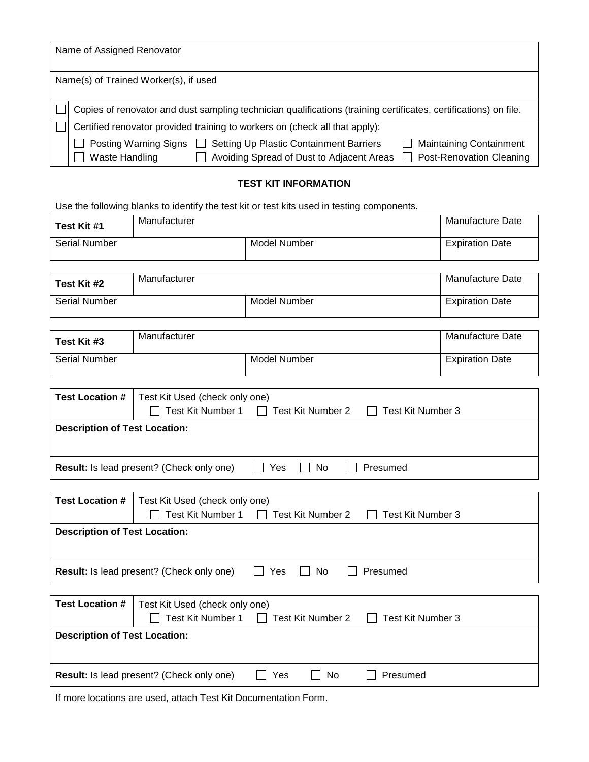| Name of Assigned Renovator | |
|---|---|
| Name(s) of Trained Worker(s), if used | |
| ☐ | Copies of renovator and dust sampling technician qualifications (training certificates, certifications) on file. |
| ☐ | Certified renovator provided training to workers on (check all that apply):<br>☐ Posting Warning Signs ☐ Setting Up Plastic Containment Barriers ☐ Maintaining Containment<br>☐ Waste Handling ☐ Avoiding Spread of Dust to Adjacent Areas ☐ Post-Renovation Cleaning |

**TEST KIT INFORMATION**

Use the following blanks to identify the test kit or test kits used in testing components.

| **Test Kit #1** | Manufacturer | | Manufacture Date |
|---|---|---|---|
| Serial Number | | Model Number | Expiration Date |

| **Test Kit #2** | Manufacturer | | Manufacture Date |
|---|---|---|---|
| Serial Number | | Model Number | Expiration Date |

| **Test Kit #3** | Manufacturer | | Manufacture Date |
|---|---|---|---|
| Serial Number | | Model Number | Expiration Date |

| **Test Location #** | Test Kit Used (check only one)<br>☐ Test Kit Number 1 ☐ Test Kit Number 2 ☐ Test Kit Number 3 |
|---|---|
| **Description of Test Location:** | |
| **Result:** Is lead present? (Check only one) ☐ Yes ☐ No ☐ Presumed | |

| **Test Location #** | Test Kit Used (check only one)<br>☐ Test Kit Number 1 ☐ Test Kit Number 2 ☐ Test Kit Number 3 |
|---|---|
| **Description of Test Location:** | |
| **Result:** Is lead present? (Check only one) ☐ Yes ☐ No ☐ Presumed | |

| **Test Location #** | Test Kit Used (check only one)<br>☐ Test Kit Number 1 ☐ Test Kit Number 2 ☐ Test Kit Number 3 |
|---|---|
| **Description of Test Location:** | |
| **Result:** Is lead present? (Check only one) ☐ Yes ☐ No ☐ Presumed | |

If more locations are used, attach Test Kit Documentation Form.